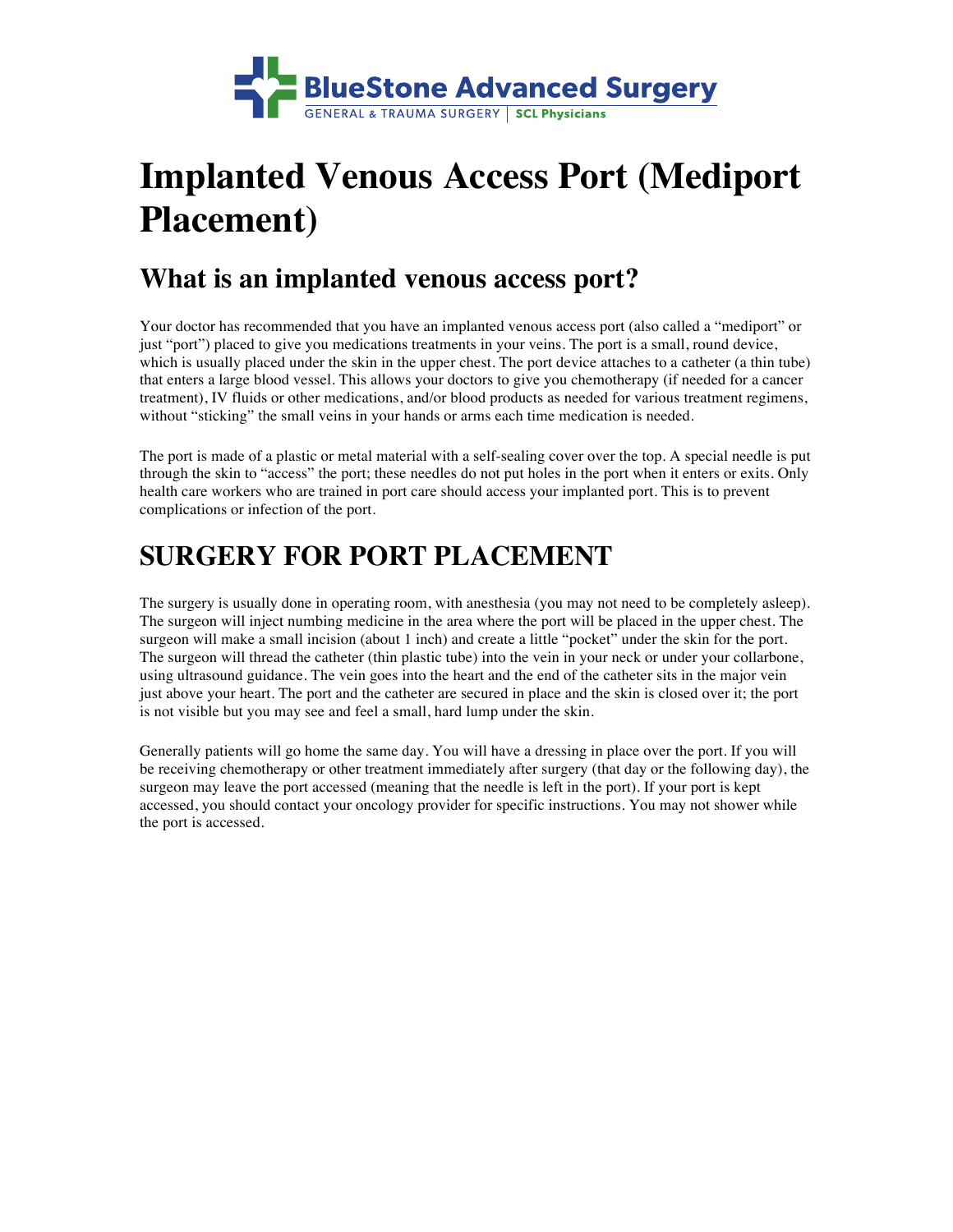BlueStone Advanced Surgery

GENERAL & TRAUMA SURGERY | SCL Physicians

# Implanted Venous Access Port (Mediport Placement)

## What is an implanted venous access port?

Your doctor has recommended that you have an implanted venous access port (also called a "mediport" or just "port") placed to give you medications treatments in your veins. The port is a small, round device, which is usually placed under the skin in the upper chest. The port device attaches to a catheter (a thin tube) that enters a large blood vessel. This allows your doctors to give you chemotherapy (if needed for a cancer treatment), IV fluids or other medications, and/or blood products as needed for various treatment regimens, without "sticking" the small veins in your hands or arms each time medication is needed.

The port is made of a plastic or metal material with a self-sealing cover over the top. A special needle is put through the skin to "access" the port; these needles do not put holes in the port when it enters or exits. Only health care workers who are trained in port care should access your implanted port. This is to prevent complications or infection of the port.

# SURGERY FOR PORT PLACEMENT

The surgery is usually done in operating room, with anesthesia (you may not need to be completely asleep). The surgeon will inject numbing medicine in the area where the port will be placed in the upper chest. The surgeon will make a small incision (about 1 inch) and create a little "pocket" under the skin for the port. The surgeon will thread the catheter (thin plastic tube) into the vein in your neck or under your collarbone, using ultrasound guidance. The vein goes into the heart and the end of the catheter sits in the major vein just above your heart. The port and the catheter are secured in place and the skin is closed over it; the port is not visible but you may see and feel a small, hard lump under the skin.

Generally patients will go home the same day. You will have a dressing in place over the port. If you will be receiving chemotherapy or other treatment immediately after surgery (that day or the following day), the surgeon may leave the port accessed (meaning that the needle is left in the port). If your port is kept accessed, you should contact your oncology provider for specific instructions. You may not shower while the port is accessed.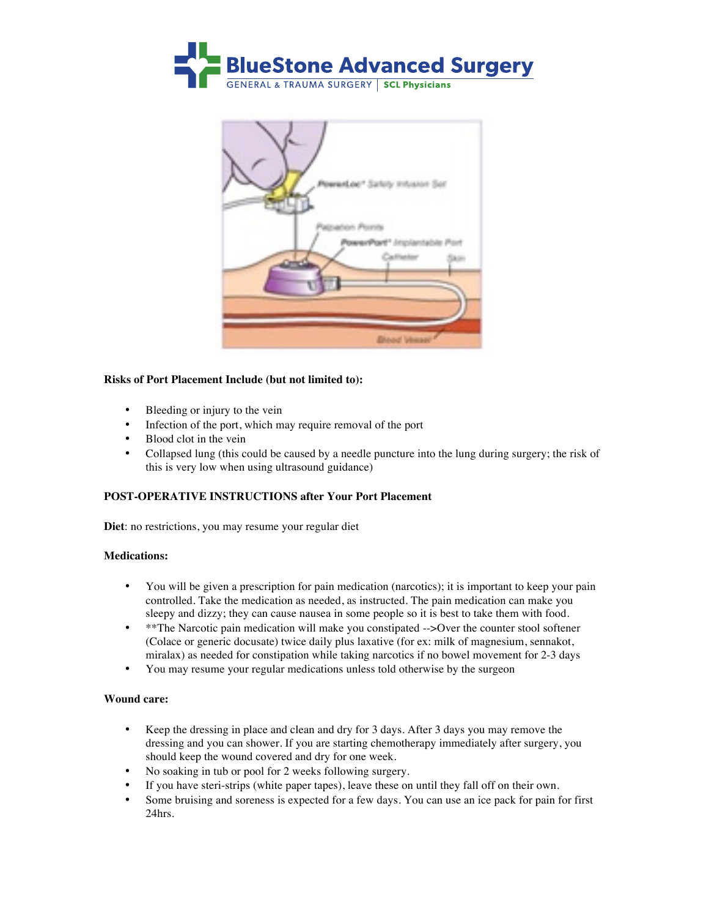**Risks of Port Placement Include (but not limited to):**

- Bleeding or injury to the vein
- Infection of the port, which may require removal of the port
- Blood clot in the vein
- Collapsed lung (this could be caused by a needle puncture into the lung during surgery; the risk of this is very low when using ultrasound guidance)

**POST-OPERATIVE INSTRUCTIONS after Your Port Placement**

**Diet**: no restrictions, you may resume your regular diet

**Medications:**

- You will be given a prescription for pain medication (narcotics); it is important to keep your pain controlled. Take the medication as needed, as instructed. The pain medication can make you sleepy and dizzy; they can cause nausea in some people so it is best to take them with food.
- **The Narcotic pain medication will make you constipated -->Over the counter stool softener (Colace or generic docusate) twice daily plus laxative (for ex: milk of magnesium, sennakot, miralax) as needed for constipation while taking narcotics if no bowel movement for 2-3 days
- You may resume your regular medications unless told otherwise by the surgeon

**Wound care:**

- Keep the dressing in place and clean and dry for 3 days. After 3 days you may remove the dressing and you can shower. If you are starting chemotherapy immediately after surgery, you should keep the wound covered and dry for one week.
- No soaking in tub or pool for 2 weeks following surgery.
- If you have steri-strips (white paper tapes), leave these on until they fall off on their own.
- Some bruising and soreness is expected for a few days. You can use an ice pack for pain for first 24hrs.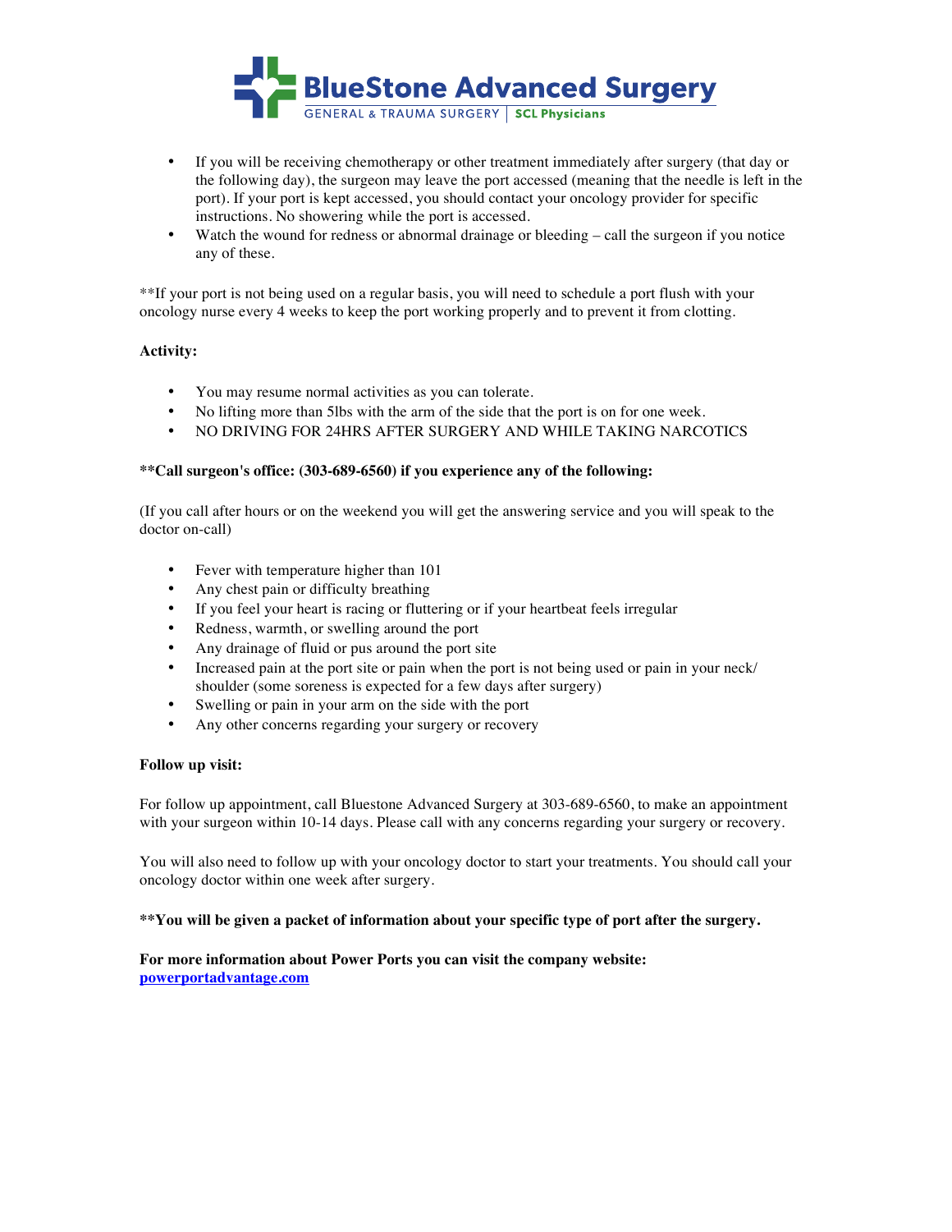- If you will be receiving chemotherapy or other treatment immediately after surgery (that day or the following day), the surgeon may leave the port accessed (meaning that the needle is left in the port). If your port is kept accessed, you should contact your oncology provider for specific instructions. No showering while the port is accessed.
- Watch the wound for redness or abnormal drainage or bleeding – call the surgeon if you notice any of these.

**If your port is not being used on a regular basis, you will need to schedule a port flush with your oncology nurse every 4 weeks to keep the port working properly and to prevent it from clotting.

**Activity:**

- You may resume normal activities as you can tolerate.
- No lifting more than 5lbs with the arm of the side that the port is on for one week.
- NO DRIVING FOR 24HRS AFTER SURGERY AND WHILE TAKING NARCOTICS

****Call surgeon's office: (303-689-6560) if you experience any of the following:**

(If you call after hours or on the weekend you will get the answering service and you will speak to the doctor on-call)

- Fever with temperature higher than 101
- Any chest pain or difficulty breathing
- If you feel your heart is racing or fluttering or if your heartbeat feels irregular
- Redness, warmth, or swelling around the port
- Any drainage of fluid or pus around the port site
- Increased pain at the port site or pain when the port is not being used or pain in your neck/ shoulder (some soreness is expected for a few days after surgery)
- Swelling or pain in your arm on the side with the port
- Any other concerns regarding your surgery or recovery

**Follow up visit:**

For follow up appointment, call Bluestone Advanced Surgery at 303-689-6560, to make an appointment with your surgeon within 10-14 days. Please call with any concerns regarding your surgery or recovery.

You will also need to follow up with your oncology doctor to start your treatments. You should call your oncology doctor within one week after surgery.

****You will be given a packet of information about your specific type of port after the surgery.**

**For more information about Power Ports you can visit the company website:**
**powerportadvantage.com**